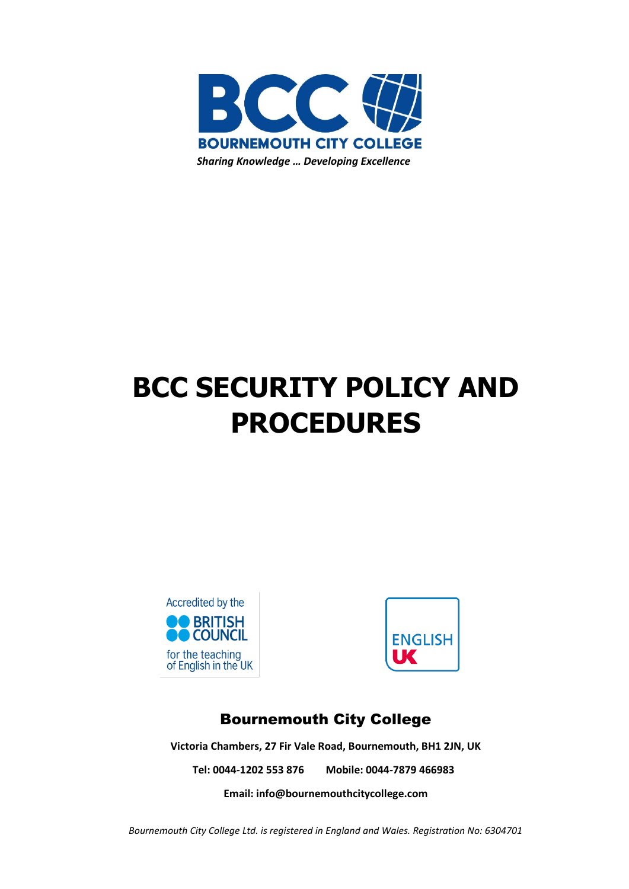BCC

BOURNEMOUTH CITY COLLEGE

*Sharing Knowledge … Developing Excellence*

# BCC SECURITY POLICY AND PROCEDURES

Accredited by the BRITISH COUNCIL for the teaching of English in the UK

ENGLISH UK

## Bournemouth City College

**Victoria Chambers, 27 Fir Vale Road, Bournemouth, BH1 2JN, UK**

**Tel: 0044-1202 553 876 Mobile: 0044-7879 466983**

**Email: info@bournemouthcitycollege.com**

*Bournemouth City College Ltd. is registered in England and Wales. Registration No: 6304701*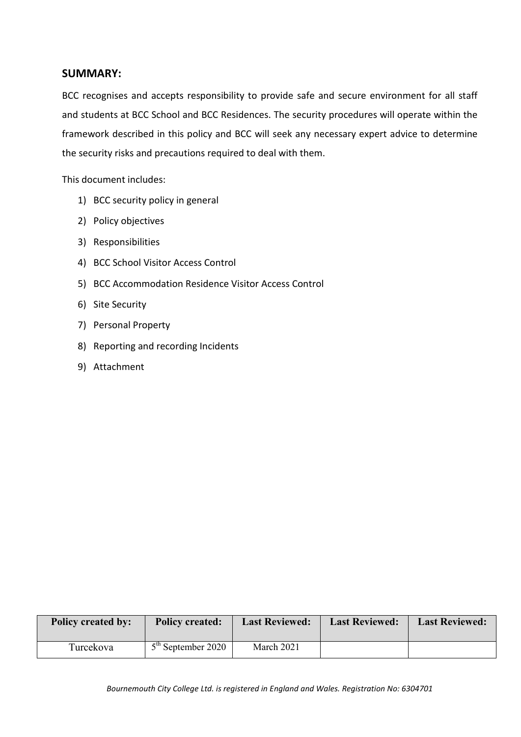## SUMMARY:

BCC recognises and accepts responsibility to provide safe and secure environment for all staff and students at BCC School and BCC Residences. The security procedures will operate within the framework described in this policy and BCC will seek any necessary expert advice to determine the security risks and precautions required to deal with them.

This document includes:

1) BCC security policy in general
2) Policy objectives
3) Responsibilities
4) BCC School Visitor Access Control
5) BCC Accommodation Residence Visitor Access Control
6) Site Security
7) Personal Property
8) Reporting and recording Incidents
9) Attachment

| Policy created by: | Policy created: | Last Reviewed: | Last Reviewed: | Last Reviewed: |
|---|---|---|---|---|
| Turcekova | 5th September 2020 | March 2021 | | |

*Bournemouth City College Ltd. is registered in England and Wales. Registration No: 6304701*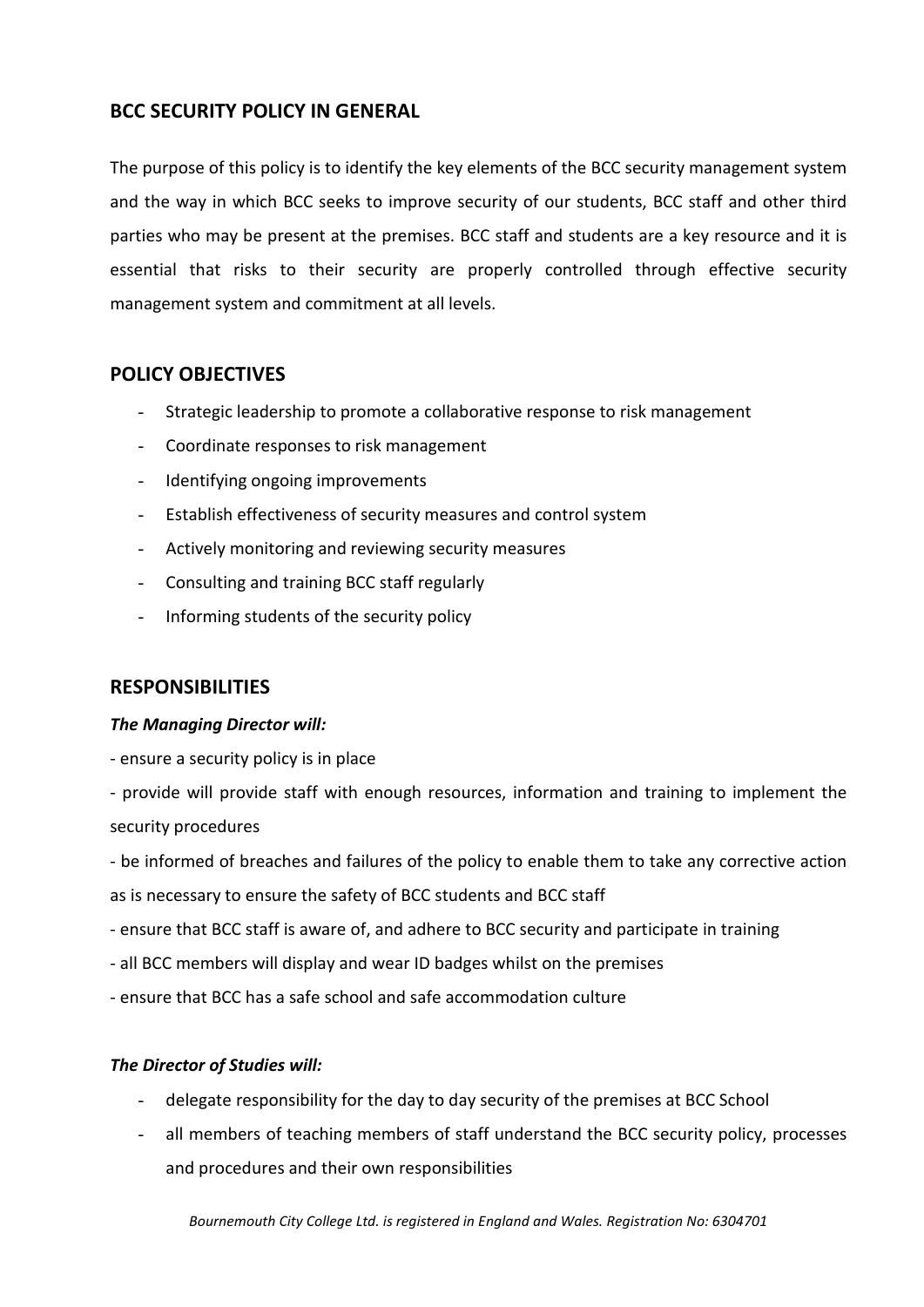## BCC SECURITY POLICY IN GENERAL

The purpose of this policy is to identify the key elements of the BCC security management system and the way in which BCC seeks to improve security of our students, BCC staff and other third parties who may be present at the premises. BCC staff and students are a key resource and it is essential that risks to their security are properly controlled through effective security management system and commitment at all levels.

## POLICY OBJECTIVES

- Strategic leadership to promote a collaborative response to risk management
- Coordinate responses to risk management
- Identifying ongoing improvements
- Establish effectiveness of security measures and control system
- Actively monitoring and reviewing security measures
- Consulting and training BCC staff regularly
- Informing students of the security policy

## RESPONSIBILITIES

***The Managing Director will:***

- ensure a security policy is in place
- provide will provide staff with enough resources, information and training to implement the security procedures
- be informed of breaches and failures of the policy to enable them to take any corrective action as is necessary to ensure the safety of BCC students and BCC staff
- ensure that BCC staff is aware of, and adhere to BCC security and participate in training
- all BCC members will display and wear ID badges whilst on the premises
- ensure that BCC has a safe school and safe accommodation culture

***The Director of Studies will:***

- delegate responsibility for the day to day security of the premises at BCC School
- all members of teaching members of staff understand the BCC security policy, processes and procedures and their own responsibilities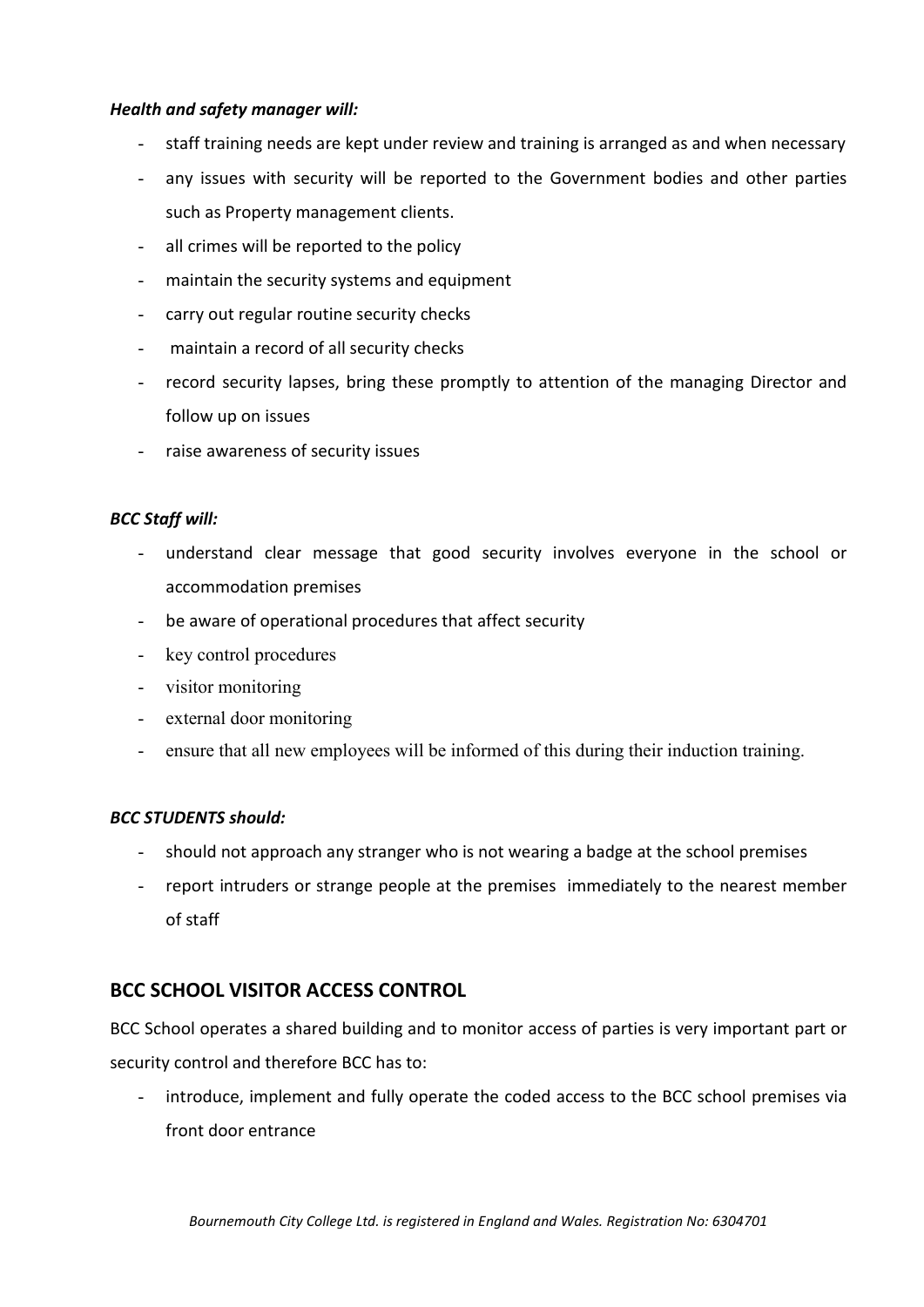***Health and safety manager will:***

- staff training needs are kept under review and training is arranged as and when necessary
- any issues with security will be reported to the Government bodies and other parties such as Property management clients.
- all crimes will be reported to the policy
- maintain the security systems and equipment
- carry out regular routine security checks
- maintain a record of all security checks
- record security lapses, bring these promptly to attention of the managing Director and follow up on issues
- raise awareness of security issues

***BCC Staff will:***

- understand clear message that good security involves everyone in the school or accommodation premises
- be aware of operational procedures that affect security
- key control procedures
- visitor monitoring
- external door monitoring
- ensure that all new employees will be informed of this during their induction training.

***BCC STUDENTS should:***

- should not approach any stranger who is not wearing a badge at the school premises
- report intruders or strange people at the premises immediately to the nearest member of staff

## BCC SCHOOL VISITOR ACCESS CONTROL

BCC School operates a shared building and to monitor access of parties is very important part or security control and therefore BCC has to:

- introduce, implement and fully operate the coded access to the BCC school premises via front door entrance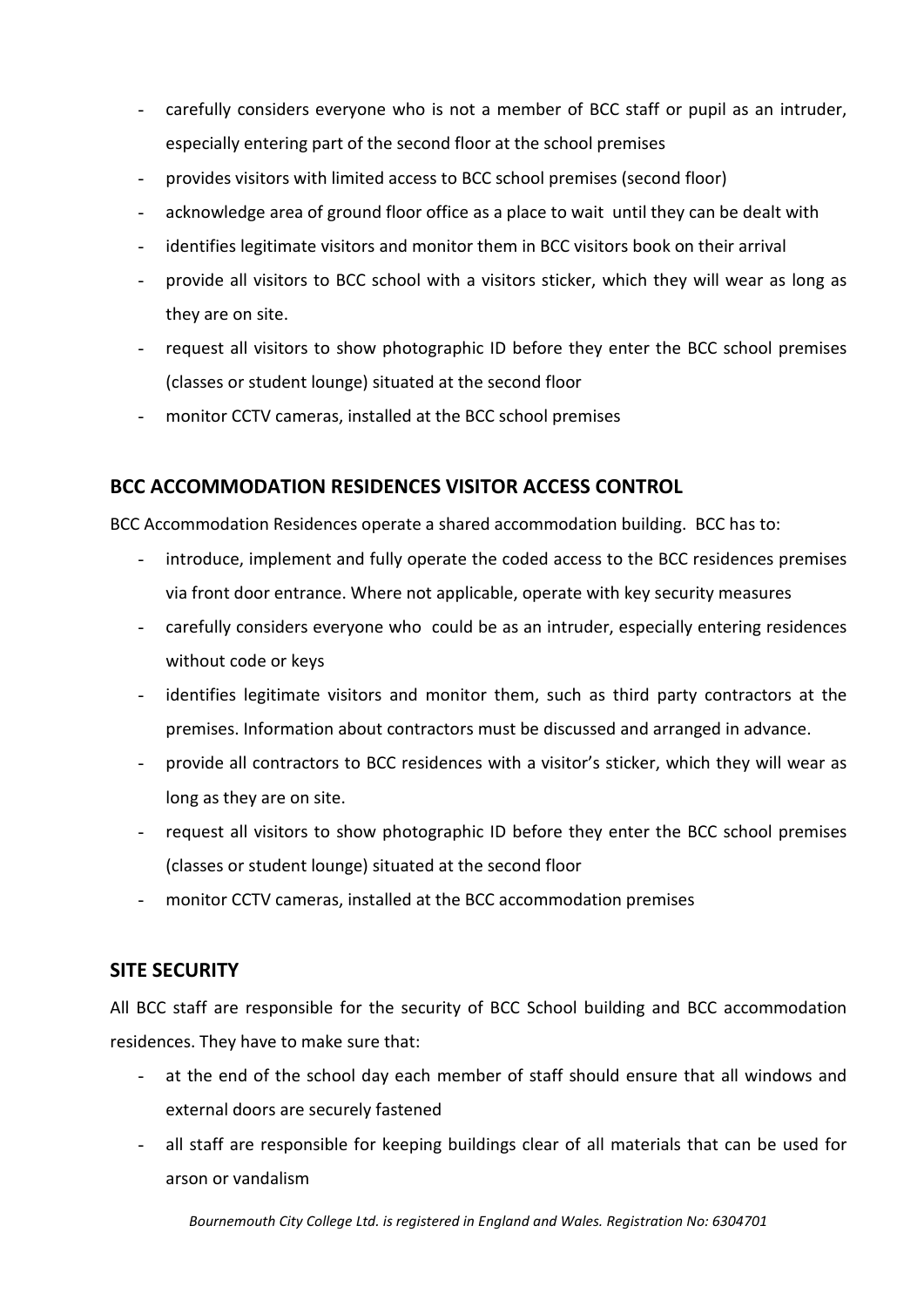- carefully considers everyone who is not a member of BCC staff or pupil as an intruder, especially entering part of the second floor at the school premises
- provides visitors with limited access to BCC school premises (second floor)
- acknowledge area of ground floor office as a place to wait until they can be dealt with
- identifies legitimate visitors and monitor them in BCC visitors book on their arrival
- provide all visitors to BCC school with a visitors sticker, which they will wear as long as they are on site.
- request all visitors to show photographic ID before they enter the BCC school premises (classes or student lounge) situated at the second floor
- monitor CCTV cameras, installed at the BCC school premises

## BCC ACCOMMODATION RESIDENCES VISITOR ACCESS CONTROL

BCC Accommodation Residences operate a shared accommodation building. BCC has to:

- introduce, implement and fully operate the coded access to the BCC residences premises via front door entrance. Where not applicable, operate with key security measures
- carefully considers everyone who could be as an intruder, especially entering residences without code or keys
- identifies legitimate visitors and monitor them, such as third party contractors at the premises. Information about contractors must be discussed and arranged in advance.
- provide all contractors to BCC residences with a visitor's sticker, which they will wear as long as they are on site.
- request all visitors to show photographic ID before they enter the BCC school premises (classes or student lounge) situated at the second floor
- monitor CCTV cameras, installed at the BCC accommodation premises

## SITE SECURITY

All BCC staff are responsible for the security of BCC School building and BCC accommodation residences. They have to make sure that:

- at the end of the school day each member of staff should ensure that all windows and external doors are securely fastened
- all staff are responsible for keeping buildings clear of all materials that can be used for arson or vandalism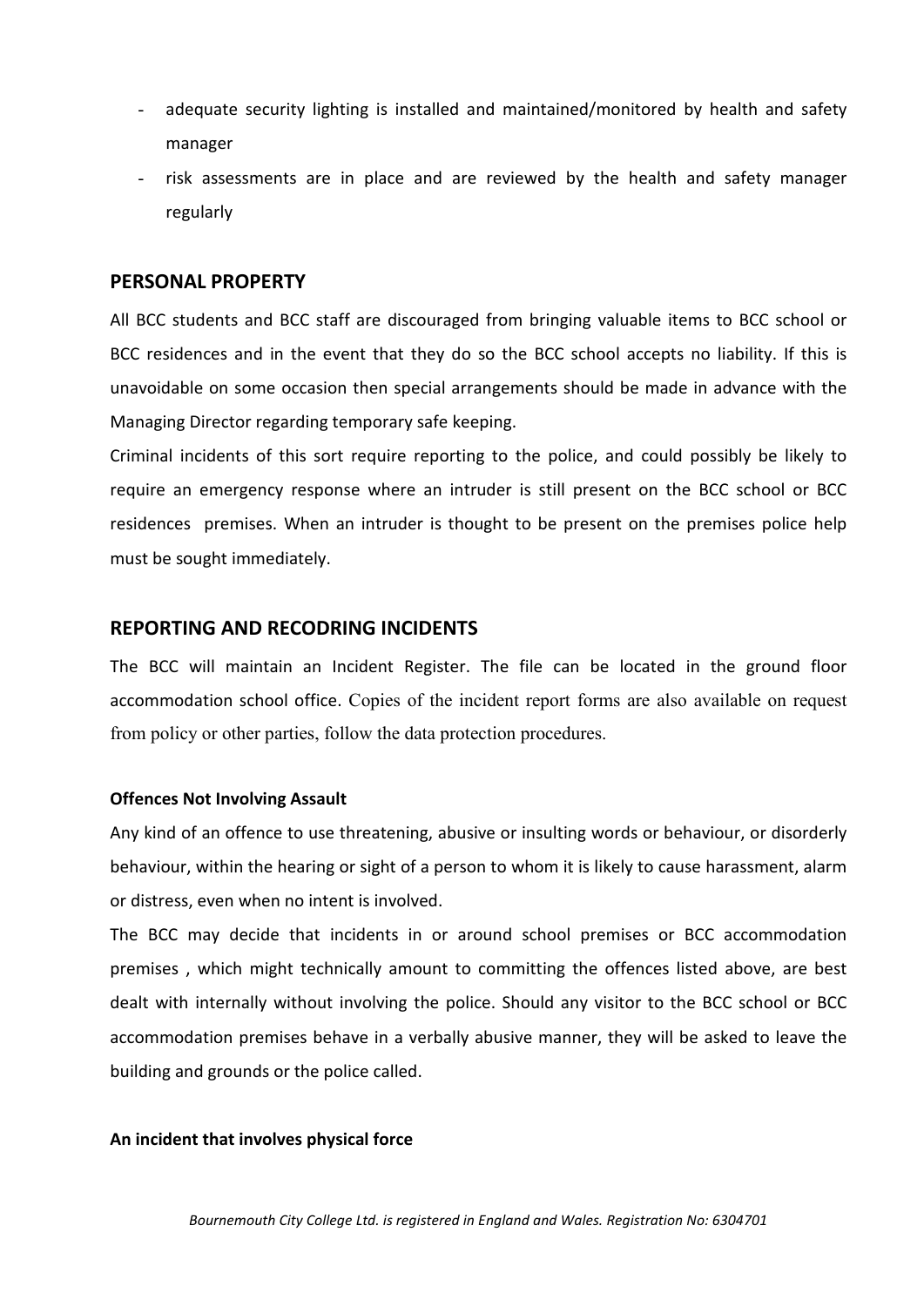- adequate security lighting is installed and maintained/monitored by health and safety manager
- risk assessments are in place and are reviewed by the health and safety manager regularly

## PERSONAL PROPERTY

All BCC students and BCC staff are discouraged from bringing valuable items to BCC school or BCC residences and in the event that they do so the BCC school accepts no liability. If this is unavoidable on some occasion then special arrangements should be made in advance with the Managing Director regarding temporary safe keeping.

Criminal incidents of this sort require reporting to the police, and could possibly be likely to require an emergency response where an intruder is still present on the BCC school or BCC residences premises. When an intruder is thought to be present on the premises police help must be sought immediately.

## REPORTING AND RECODRING INCIDENTS

The BCC will maintain an Incident Register. The file can be located in the ground floor accommodation school office. Copies of the incident report forms are also available on request from policy or other parties, follow the data protection procedures.

**Offences Not Involving Assault**

Any kind of an offence to use threatening, abusive or insulting words or behaviour, or disorderly behaviour, within the hearing or sight of a person to whom it is likely to cause harassment, alarm or distress, even when no intent is involved.

The BCC may decide that incidents in or around school premises or BCC accommodation premises , which might technically amount to committing the offences listed above, are best dealt with internally without involving the police. Should any visitor to the BCC school or BCC accommodation premises behave in a verbally abusive manner, they will be asked to leave the building and grounds or the police called.

**An incident that involves physical force**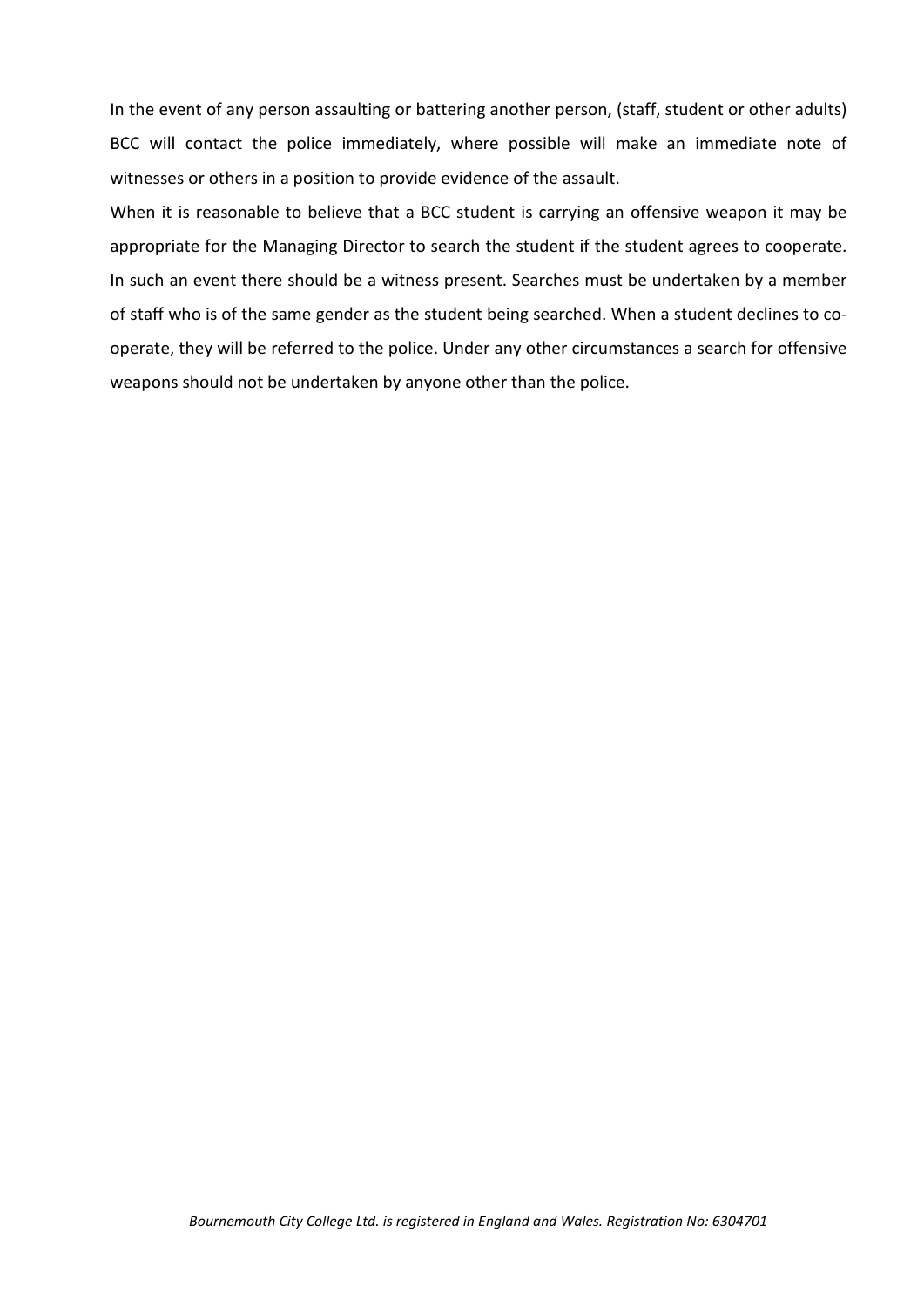In the event of any person assaulting or battering another person, (staff, student or other adults) BCC will contact the police immediately, where possible will make an immediate note of witnesses or others in a position to provide evidence of the assault.

When it is reasonable to believe that a BCC student is carrying an offensive weapon it may be appropriate for the Managing Director to search the student if the student agrees to cooperate. In such an event there should be a witness present. Searches must be undertaken by a member of staff who is of the same gender as the student being searched. When a student declines to co-operate, they will be referred to the police. Under any other circumstances a search for offensive weapons should not be undertaken by anyone other than the police.